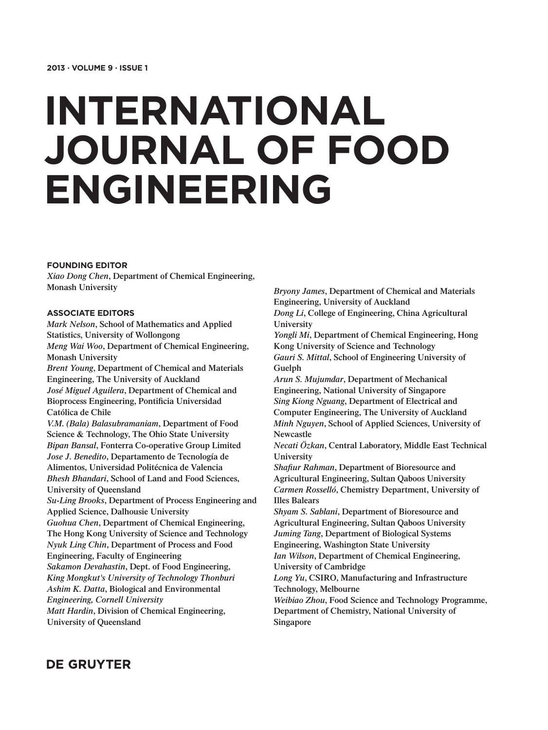2013 · VOLUME 9 · ISSUE 1

# INTERNATIONAL JOURNAL OF FOOD ENGINEERING

**FOUNDING EDITOR**

*Xiao Dong Chen*, Department of Chemical Engineering, Monash University

**ASSOCIATE EDITORS**

*Mark Nelson*, School of Mathematics and Applied Statistics, University of Wollongong
*Meng Wai Woo*, Department of Chemical Engineering, Monash University
*Brent Young*, Department of Chemical and Materials Engineering, The University of Auckland
*José Miguel Aguilera*, Department of Chemical and Bioprocess Engineering, Pontificia Universidad Católica de Chile
*V.M. (Bala) Balasubramaniam*, Department of Food Science & Technology, The Ohio State University
*Bipan Bansal*, Fonterra Co-operative Group Limited
*Jose J. Benedito*, Departamento de Tecnología de Alimentos, Universidad Politécnica de Valencia
*Bhesh Bhandari*, School of Land and Food Sciences, University of Queensland
*Su-Ling Brooks*, Department of Process Engineering and Applied Science, Dalhousie University
*Guohua Chen*, Department of Chemical Engineering, The Hong Kong University of Science and Technology
*Nyuk Ling Chin*, Department of Process and Food Engineering, Faculty of Engineering
*Sakamon Devahastin*, Dept. of Food Engineering, *King Mongkut's University of Technology Thonburi*
*Ashim K. Datta*, Biological and Environmental *Engineering, Cornell University*
*Matt Hardin*, Division of Chemical Engineering, University of Queensland
*Bryony James*, Department of Chemical and Materials Engineering, University of Auckland
*Dong Li*, College of Engineering, China Agricultural University
*Yongli Mi*, Department of Chemical Engineering, Hong Kong University of Science and Technology
*Gauri S. Mittal*, School of Engineering University of Guelph
*Arun S. Mujumdar*, Department of Mechanical Engineering, National University of Singapore
*Sing Kiong Nguang*, Department of Electrical and Computer Engineering, The University of Auckland
*Minh Nguyen*, School of Applied Sciences, University of Newcastle
*Necati Özkan*, Central Laboratory, Middle East Technical University
*Shafiur Rahman*, Department of Bioresource and Agricultural Engineering, Sultan Qaboos University
*Carmen Rosselló*, Chemistry Department, University of Illes Balears
*Shyam S. Sablani*, Department of Bioresource and Agricultural Engineering, Sultan Qaboos University
*Juming Tang*, Department of Biological Systems Engineering, Washington State University
*Ian Wilson*, Department of Chemical Engineering, University of Cambridge
*Long Yu*, CSIRO, Manufacturing and Infrastructure Technology, Melbourne
*Weibiao Zhou*, Food Science and Technology Programme, Department of Chemistry, National University of Singapore

**DE GRUYTER**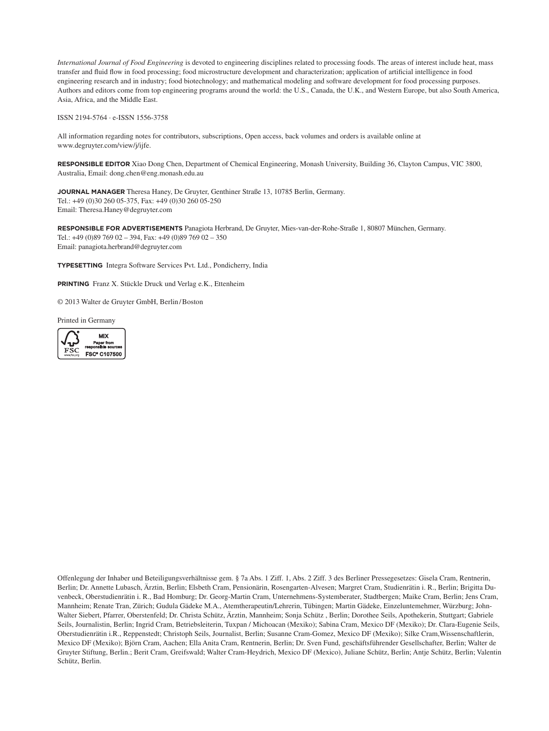*International Journal of Food Engineering* is devoted to engineering disciplines related to processing foods. The areas of interest include heat, mass transfer and fluid flow in food processing; food microstructure development and characterization; application of artificial intelligence in food engineering research and in industry; food biotechnology; and mathematical modeling and software development for food processing purposes. Authors and editors come from top engineering programs around the world: the U.S., Canada, the U.K., and Western Europe, but also South America, Asia, Africa, and the Middle East.

ISSN 2194-5764 · e-ISSN 1556-3758

All information regarding notes for contributors, subscriptions, Open access, back volumes and orders is available online at www.degruyter.com/view/j/ijfe.

**RESPONSIBLE EDITOR** Xiao Dong Chen, Department of Chemical Engineering, Monash University, Building 36, Clayton Campus, VIC 3800, Australia, Email: dong.chen@eng.monash.edu.au

**JOURNAL MANAGER** Theresa Haney, De Gruyter, Genthiner Straße 13, 10785 Berlin, Germany.
Tel.: +49 (0)30 260 05-375, Fax: +49 (0)30 260 05-250
Email: Theresa.Haney@degruyter.com

**RESPONSIBLE FOR ADVERTISEMENTS** Panagiota Herbrand, De Gruyter, Mies-van-der-Rohe-Straße 1, 80807 München, Germany.
Tel.: +49 (0)89 769 02 – 394, Fax: +49 (0)89 769 02 – 350
Email: panagiota.herbrand@degruyter.com

**TYPESETTING** Integra Software Services Pvt. Ltd., Pondicherry, India

**PRINTING** Franz X. Stückle Druck und Verlag e.K., Ettenheim

© 2013 Walter de Gruyter GmbH, Berlin / Boston

Printed in Germany

MIX
Paper from responsible sources
FSC® C107500

Offenlegung der Inhaber und Beteiligungsverhältnisse gem. § 7a Abs. 1 Ziff. 1, Abs. 2 Ziff. 3 des Berliner Pressegesetzes: Gisela Cram, Rentnerin, Berlin; Dr. Annette Lubasch, Ärztin, Berlin; Elsbeth Cram, Pensionärin, Rosengarten-Alvesen; Margret Cram, Studienrätin i. R., Berlin; Brigitta Duvenbeck, Oberstudienrätin i. R., Bad Homburg; Dr. Georg-Martin Cram, Unternehmens-Systemberater, Stadtbergen; Maike Cram, Berlin; Jens Cram, Mannheim; Renate Tran, Zürich; Gudula Gädeke M.A., Atemtherapeutin/Lehrerin, Tübingen; Martin Gädeke, Einzeluntemehmer, Würzburg; John-Walter Siebert, Pfarrer, Oberstenfeld; Dr. Christa Schütz, Ärztin, Mannheim; Sonja Schütz , Berlin; Dorothee Seils, Apothekerin, Stuttgart; Gabriele Seils, Journalistin, Berlin; Ingrid Cram, Betriebsleiterin, Tuxpan / Michoacan (Mexiko); Sabina Cram, Mexico DF (Mexiko); Dr. Clara-Eugenie Seils, Oberstudienrätin i.R., Reppenstedt; Christoph Seils, Journalist, Berlin; Susanne Cram-Gomez, Mexico DF (Mexiko); Silke Cram,Wissenschaftlerin, Mexico DF (Mexiko); Björn Cram, Aachen; Ella Anita Cram, Rentnerin, Berlin; Dr. Sven Fund, geschäftsführender Gesellschafter, Berlin; Walter de Gruyter Stiftung, Berlin.; Berit Cram, Greifswald; Walter Cram-Heydrich, Mexico DF (Mexico), Juliane Schütz, Berlin; Antje Schütz, Berlin; Valentin Schütz, Berlin.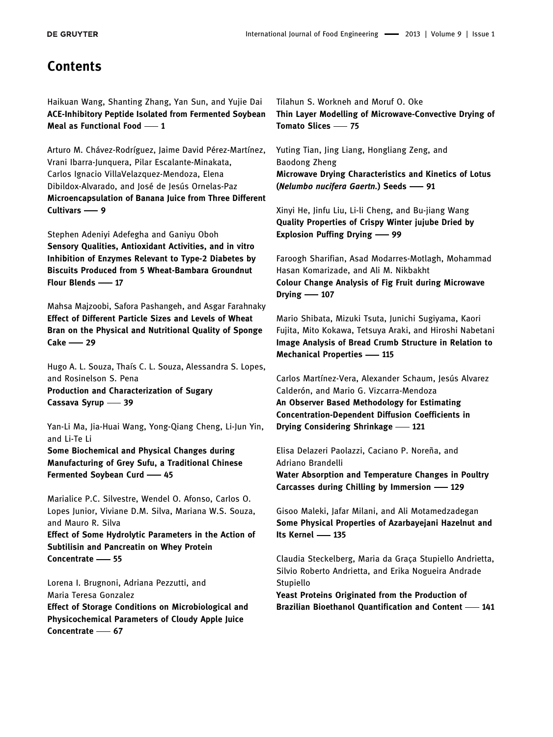# Contents

Haikuan Wang, Shanting Zhang, Yan Sun, and Yujie Dai
**ACE-Inhibitory Peptide Isolated from Fermented Soybean Meal as Functional Food —— 1**

Arturo M. Chávez-Rodríguez, Jaime David Pérez-Martínez, Vrani Ibarra-Junquera, Pilar Escalante-Minakata, Carlos Ignacio VillaVelazquez-Mendoza, Elena Dibildox-Alvarado, and José de Jesús Ornelas-Paz
**Microencapsulation of Banana Juice from Three Different Cultivars —— 9**

Stephen Adeniyi Adefegha and Ganiyu Oboh
**Sensory Qualities, Antioxidant Activities, and in vitro Inhibition of Enzymes Relevant to Type-2 Diabetes by Biscuits Produced from 5 Wheat-Bambara Groundnut Flour Blends —— 17**

Mahsa Majzoobi, Safora Pashangeh, and Asgar Farahnaky
**Effect of Different Particle Sizes and Levels of Wheat Bran on the Physical and Nutritional Quality of Sponge Cake —— 29**

Hugo A. L. Souza, Thaís C. L. Souza, Alessandra S. Lopes, and Rosinelson S. Pena
**Production and Characterization of Sugary Cassava Syrup —— 39**

Yan-Li Ma, Jia-Huai Wang, Yong-Qiang Cheng, Li-Jun Yin, and Li-Te Li
**Some Biochemical and Physical Changes during Manufacturing of Grey Sufu, a Traditional Chinese Fermented Soybean Curd —— 45**

Marialice P.C. Silvestre, Wendel O. Afonso, Carlos O. Lopes Junior, Viviane D.M. Silva, Mariana W.S. Souza, and Mauro R. Silva
**Effect of Some Hydrolytic Parameters in the Action of Subtilisin and Pancreatin on Whey Protein Concentrate —— 55**

Lorena I. Brugnoni, Adriana Pezzutti, and Maria Teresa Gonzalez
**Effect of Storage Conditions on Microbiological and Physicochemical Parameters of Cloudy Apple Juice Concentrate —— 67**

Tilahun S. Workneh and Moruf O. Oke
**Thin Layer Modelling of Microwave-Convective Drying of Tomato Slices —— 75**

Yuting Tian, Jing Liang, Hongliang Zeng, and Baodong Zheng
**Microwave Drying Characteristics and Kinetics of Lotus (*Nelumbo nucifera Gaertn.*) Seeds —— 91**

Xinyi He, Jinfu Liu, Li-li Cheng, and Bu-jiang Wang
**Quality Properties of Crispy Winter jujube Dried by Explosion Puffing Drying —— 99**

Faroogh Sharifian, Asad Modarres-Motlagh, Mohammad Hasan Komarizade, and Ali M. Nikbakht
**Colour Change Analysis of Fig Fruit during Microwave Drying —— 107**

Mario Shibata, Mizuki Tsuta, Junichi Sugiyama, Kaori Fujita, Mito Kokawa, Tetsuya Araki, and Hiroshi Nabetani
**Image Analysis of Bread Crumb Structure in Relation to Mechanical Properties —— 115**

Carlos Martínez-Vera, Alexander Schaum, Jesús Alvarez Calderón, and Mario G. Vizcarra-Mendoza
**An Observer Based Methodology for Estimating Concentration-Dependent Diffusion Coefficients in Drying Considering Shrinkage —— 121**

Elisa Delazeri Paolazzi, Caciano P. Noreña, and Adriano Brandelli
**Water Absorption and Temperature Changes in Poultry Carcasses during Chilling by Immersion —— 129**

Gisoo Maleki, Jafar Milani, and Ali Motamedzadegan
**Some Physical Properties of Azarbayejani Hazelnut and Its Kernel —— 135**

Claudia Steckelberg, Maria da Graça Stupiello Andrietta, Silvio Roberto Andrietta, and Erika Nogueira Andrade Stupiello
**Yeast Proteins Originated from the Production of Brazilian Bioethanol Quantification and Content —— 141**